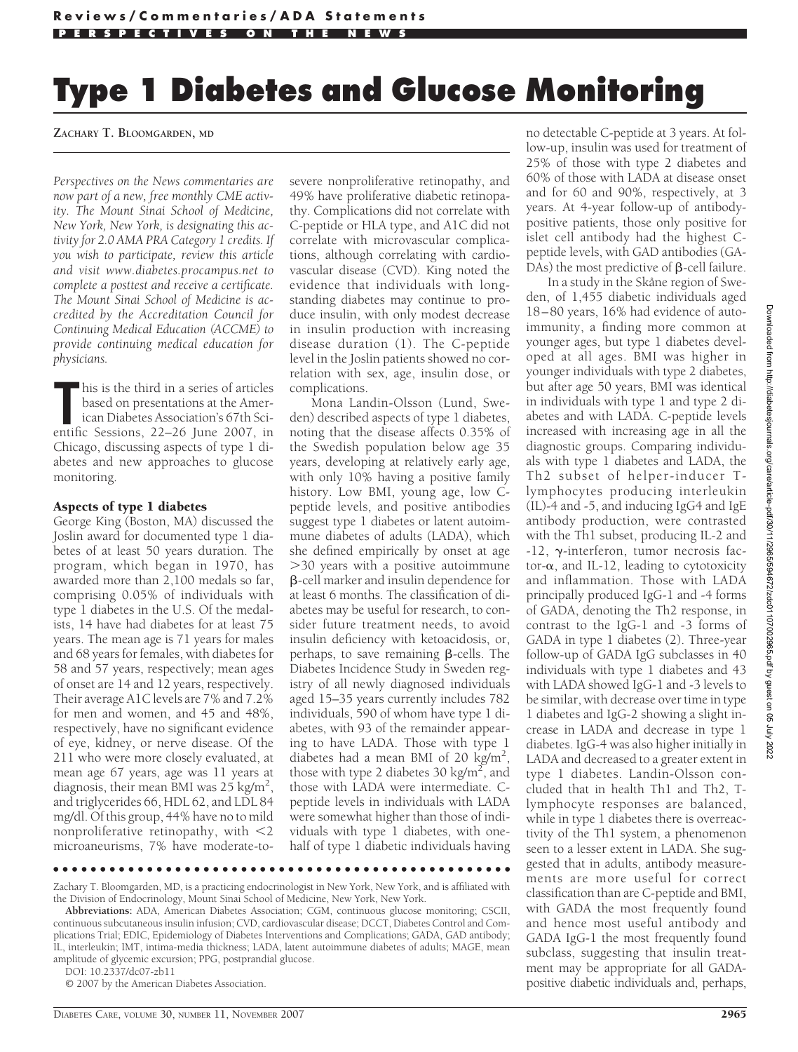# Type 1 Diabetes and Glucose Monitoring

**ZACHARY T. BLOOMGARDEN, MD**

*Perspectives on the News commentaries are now part of a new, free monthly CME activity. The Mount Sinai School of Medicine, New York, New York, is designating this activity for 2.0 AMA PRA Category 1 credits. If you wish to participate, review this article and visit www.diabetes.procampus.net to complete a posttest and receive a certificate. The Mount Sinai School of Medicine is accredited by the Accreditation Council for Continuing Medical Education (ACCME) to provide continuing medical education for physicians.*

This is the third in a series of articles based on presentations at the American Diabetes Association's 67th Scientific Sessions, 22–26 June 2007, in Chicago, discussing aspects of type 1 diabetes and new approaches to glucose monitoring.

## Aspects of type 1 diabetes

George King (Boston, MA) discussed the Joslin award for documented type 1 diabetes of at least 50 years duration. The program, which began in 1970, has awarded more than 2,100 medals so far, comprising 0.05% of individuals with type 1 diabetes in the U.S. Of the medalists, 14 have had diabetes for at least 75 years. The mean age is 71 years for males and 68 years for females, with diabetes for 58 and 57 years, respectively; mean ages of onset are 14 and 12 years, respectively. Their average A1C levels are 7% and 7.2% for men and women, and 45 and 48%, respectively, have no significant evidence of eye, kidney, or nerve disease. Of the 211 who were more closely evaluated, at mean age 67 years, age was 11 years at diagnosis, their mean BMI was 25 kg/m$^2$, and triglycerides 66, HDL 62, and LDL 84 mg/dl. Of this group, 44% have no to mild nonproliferative retinopathy, with <2 microaneurisms, 7% have moderate-to-severe nonproliferative retinopathy, and 49% have proliferative diabetic retinopathy. Complications did not correlate with C-peptide or HLA type, and A1C did not correlate with microvascular complications, although correlating with cardiovascular disease (CVD). King noted the evidence that individuals with longstanding diabetes may continue to produce insulin, with only modest decrease in insulin production with increasing disease duration (1). The C-peptide level in the Joslin patients showed no correlation with sex, age, insulin dose, or complications.

Mona Landin-Olsson (Lund, Sweden) described aspects of type 1 diabetes, noting that the disease affects 0.35% of the Swedish population below age 35 years, developing at relatively early age, with only 10% having a positive family history. Low BMI, young age, low C-peptide levels, and positive antibodies suggest type 1 diabetes or latent autoimmune diabetes of adults (LADA), which she defined empirically by onset at age >30 years with a positive autoimmune β-cell marker and insulin dependence for at least 6 months. The classification of diabetes may be useful for research, to consider future treatment needs, to avoid insulin deficiency with ketoacidosis, or, perhaps, to save remaining β-cells. The Diabetes Incidence Study in Sweden registry of all newly diagnosed individuals aged 15–35 years currently includes 782 individuals, 590 of whom have type 1 diabetes, with 93 of the remainder appearing to have LADA. Those with type 1 diabetes had a mean BMI of 20 kg/m$^2$, those with type 2 diabetes 30 kg/m$^2$, and those with LADA were intermediate. C-peptide levels in individuals with LADA were somewhat higher than those of individuals with type 1 diabetes, with one-half of type 1 diabetic individuals having no detectable C-peptide at 3 years. At follow-up, insulin was used for treatment of 25% of those with type 2 diabetes and 60% of those with LADA at disease onset and for 60 and 90%, respectively, at 3 years. At 4-year follow-up of antibody-positive patients, those only positive for islet cell antibody had the highest C-peptide levels, with GAD antibodies (GADAs) the most predictive of β-cell failure.

In a study in the Skåne region of Sweden, of 1,455 diabetic individuals aged 18–80 years, 16% had evidence of autoimmunity, a finding more common at younger ages, but type 1 diabetes developed at all ages. BMI was higher in younger individuals with type 2 diabetes, but after age 50 years, BMI was identical in individuals with type 1 and type 2 diabetes and with LADA. C-peptide levels increased with increasing age in all the diagnostic groups. Comparing individuals with type 1 diabetes and LADA, the Th2 subset of helper-inducer T-lymphocytes producing interleukin (IL)-4 and -5, and inducing IgG4 and IgE antibody production, were contrasted with the Th1 subset, producing IL-2 and -12, γ-interferon, tumor necrosis factor-α, and IL-12, leading to cytotoxicity and inflammation. Those with LADA principally produced IgG-1 and -4 forms of GADA, denoting the Th2 response, in contrast to the IgG-1 and -3 forms of GADA in type 1 diabetes (2). Three-year follow-up of GADA IgG subclasses in 40 individuals with type 1 diabetes and 43 with LADA showed IgG-1 and -3 levels to be similar, with decrease over time in type 1 diabetes and IgG-2 showing a slight increase in LADA and decrease in type 1 diabetes. IgG-4 was also higher initially in LADA and decreased to a greater extent in type 1 diabetes. Landin-Olsson concluded that in health Th1 and Th2, T-lymphocyte responses are balanced, while in type 1 diabetes there is overreactivity of the Th1 system, a phenomenon seen to a lesser extent in LADA. She suggested that in adults, antibody measurements are more useful for correct classification than are C-peptide and BMI, with GADA the most frequently found and hence most useful antibody and GADA IgG-1 the most frequently found subclass, suggesting that insulin treatment may be appropriate for all GADA-positive diabetic individuals and, perhaps,

---

Zachary T. Bloomgarden, MD, is a practicing endocrinologist in New York, New York, and is affiliated with the Division of Endocrinology, Mount Sinai School of Medicine, New York, New York.

**Abbreviations:** ADA, American Diabetes Association; CGM, continuous glucose monitoring; CSCII, continuous subcutaneous insulin infusion; CVD, cardiovascular disease; DCCT, Diabetes Control and Complications Trial; EDIC, Epidemiology of Diabetes Interventions and Complications; GADA, GAD antibody; IL, interleukin; IMT, intima-media thickness; LADA, latent autoimmune diabetes of adults; MAGE, mean amplitude of glycemic excursion; PPG, postprandial glucose.

DOI: 10.2337/dc07-zb11

© 2007 by the American Diabetes Association.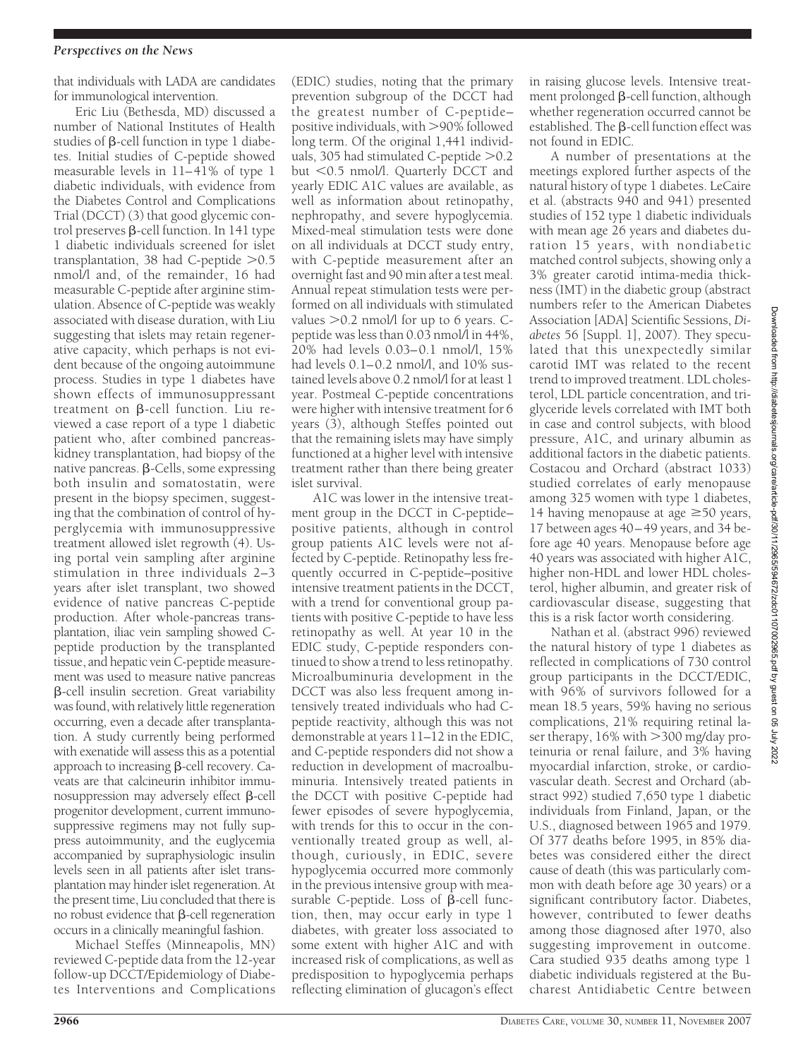that individuals with LADA are candidates for immunological intervention.

Eric Liu (Bethesda, MD) discussed a number of National Institutes of Health studies of β-cell function in type 1 diabetes. Initial studies of C-peptide showed measurable levels in 11–41% of type 1 diabetic individuals, with evidence from the Diabetes Control and Complications Trial (DCCT) (3) that good glycemic control preserves β-cell function. In 141 type 1 diabetic individuals screened for islet transplantation, 38 had C-peptide >0.5 nmol/l and, of the remainder, 16 had measurable C-peptide after arginine stimulation. Absence of C-peptide was weakly associated with disease duration, with Liu suggesting that islets may retain regenerative capacity, which perhaps is not evident because of the ongoing autoimmune process. Studies in type 1 diabetes have shown effects of immunosuppressant treatment on β-cell function. Liu reviewed a case report of a type 1 diabetic patient who, after combined pancreas-kidney transplantation, had biopsy of the native pancreas. β-Cells, some expressing both insulin and somatostatin, were present in the biopsy specimen, suggesting that the combination of control of hyperglycemia with immunosuppressive treatment allowed islet regrowth (4). Using portal vein sampling after arginine stimulation in three individuals 2–3 years after islet transplant, two showed evidence of native pancreas C-peptide production. After whole-pancreas transplantation, iliac vein sampling showed C-peptide production by the transplanted tissue, and hepatic vein C-peptide measurement was used to measure native pancreas β-cell insulin secretion. Great variability was found, with relatively little regeneration occurring, even a decade after transplantation. A study currently being performed with exenatide will assess this as a potential approach to increasing β-cell recovery. Caveats are that calcineurin inhibitor immunosuppression may adversely effect β-cell progenitor development, current immunosuppressive regimens may not fully suppress autoimmunity, and the euglycemia accompanied by supraphysiologic insulin levels seen in all patients after islet transplantation may hinder islet regeneration. At the present time, Liu concluded that there is no robust evidence that β-cell regeneration occurs in a clinically meaningful fashion.

Michael Steffes (Minneapolis, MN) reviewed C-peptide data from the 12-year follow-up DCCT/Epidemiology of Diabetes Interventions and Complications (EDIC) studies, noting that the primary prevention subgroup of the DCCT had the greatest number of C-peptide–positive individuals, with >90% followed long term. Of the original 1,441 individuals, 305 had stimulated C-peptide >0.2 but <0.5 nmol/l. Quarterly DCCT and yearly EDIC A1C values are available, as well as information about retinopathy, nephropathy, and severe hypoglycemia. Mixed-meal stimulation tests were done on all individuals at DCCT study entry, with C-peptide measurement after an overnight fast and 90 min after a test meal. Annual repeat stimulation tests were performed on all individuals with stimulated values >0.2 nmol/l for up to 6 years. C-peptide was less than 0.03 nmol/l in 44%, 20% had levels 0.03–0.1 nmol/l, 15% had levels 0.1–0.2 nmol/l, and 10% sustained levels above 0.2 nmol/l for at least 1 year. Postmeal C-peptide concentrations were higher with intensive treatment for 6 years (3), although Steffes pointed out that the remaining islets may have simply functioned at a higher level with intensive treatment rather than there being greater islet survival.

A1C was lower in the intensive treatment group in the DCCT in C-peptide–positive patients, although in control group patients A1C levels were not affected by C-peptide. Retinopathy less frequently occurred in C-peptide–positive intensive treatment patients in the DCCT, with a trend for conventional group patients with positive C-peptide to have less retinopathy as well. At year 10 in the EDIC study, C-peptide responders continued to show a trend to less retinopathy. Microalbuminuria development in the DCCT was also less frequent among intensively treated individuals who had C-peptide reactivity, although this was not demonstrable at years 11–12 in the EDIC, and C-peptide responders did not show a reduction in development of macroalbuminuria. Intensively treated patients in the DCCT with positive C-peptide had fewer episodes of severe hypoglycemia, with trends for this to occur in the conventionally treated group as well, although, curiously, in EDIC, severe hypoglycemia occurred more commonly in the previous intensive group with measurable C-peptide. Loss of β-cell function, then, may occur early in type 1 diabetes, with greater loss associated to some extent with higher A1C and with increased risk of complications, as well as predisposition to hypoglycemia perhaps reflecting elimination of glucagon's effect in raising glucose levels. Intensive treatment prolonged β-cell function, although whether regeneration occurred cannot be established. The β-cell function effect was not found in EDIC.

A number of presentations at the meetings explored further aspects of the natural history of type 1 diabetes. LeCaire et al. (abstracts 940 and 941) presented studies of 152 type 1 diabetic individuals with mean age 26 years and diabetes duration 15 years, with nondiabetic matched control subjects, showing only a 3% greater carotid intima-media thickness (IMT) in the diabetic group (abstract numbers refer to the American Diabetes Association [ADA] Scientific Sessions, *Diabetes* 56 [Suppl. 1], 2007). They speculated that this unexpectedly similar carotid IMT was related to the recent trend to improved treatment. LDL cholesterol, LDL particle concentration, and triglyceride levels correlated with IMT both in case and control subjects, with blood pressure, A1C, and urinary albumin as additional factors in the diabetic patients. Costacou and Orchard (abstract 1033) studied correlates of early menopause among 325 women with type 1 diabetes, 14 having menopause at age ≥50 years, 17 between ages 40–49 years, and 34 before age 40 years. Menopause before age 40 years was associated with higher A1C, higher non-HDL and lower HDL cholesterol, higher albumin, and greater risk of cardiovascular disease, suggesting that this is a risk factor worth considering.

Nathan et al. (abstract 996) reviewed the natural history of type 1 diabetes as reflected in complications of 730 control group participants in the DCCT/EDIC, with 96% of survivors followed for a mean 18.5 years, 59% having no serious complications, 21% requiring retinal laser therapy, 16% with >300 mg/day proteinuria or renal failure, and 3% having myocardial infarction, stroke, or cardiovascular death. Secrest and Orchard (abstract 992) studied 7,650 type 1 diabetic individuals from Finland, Japan, or the U.S., diagnosed between 1965 and 1979. Of 377 deaths before 1995, in 85% diabetes was considered either the direct cause of death (this was particularly common with death before age 30 years) or a significant contributory factor. Diabetes, however, contributed to fewer deaths among those diagnosed after 1970, also suggesting improvement in outcome. Cara studied 935 deaths among type 1 diabetic individuals registered at the Bucharest Antidiabetic Centre between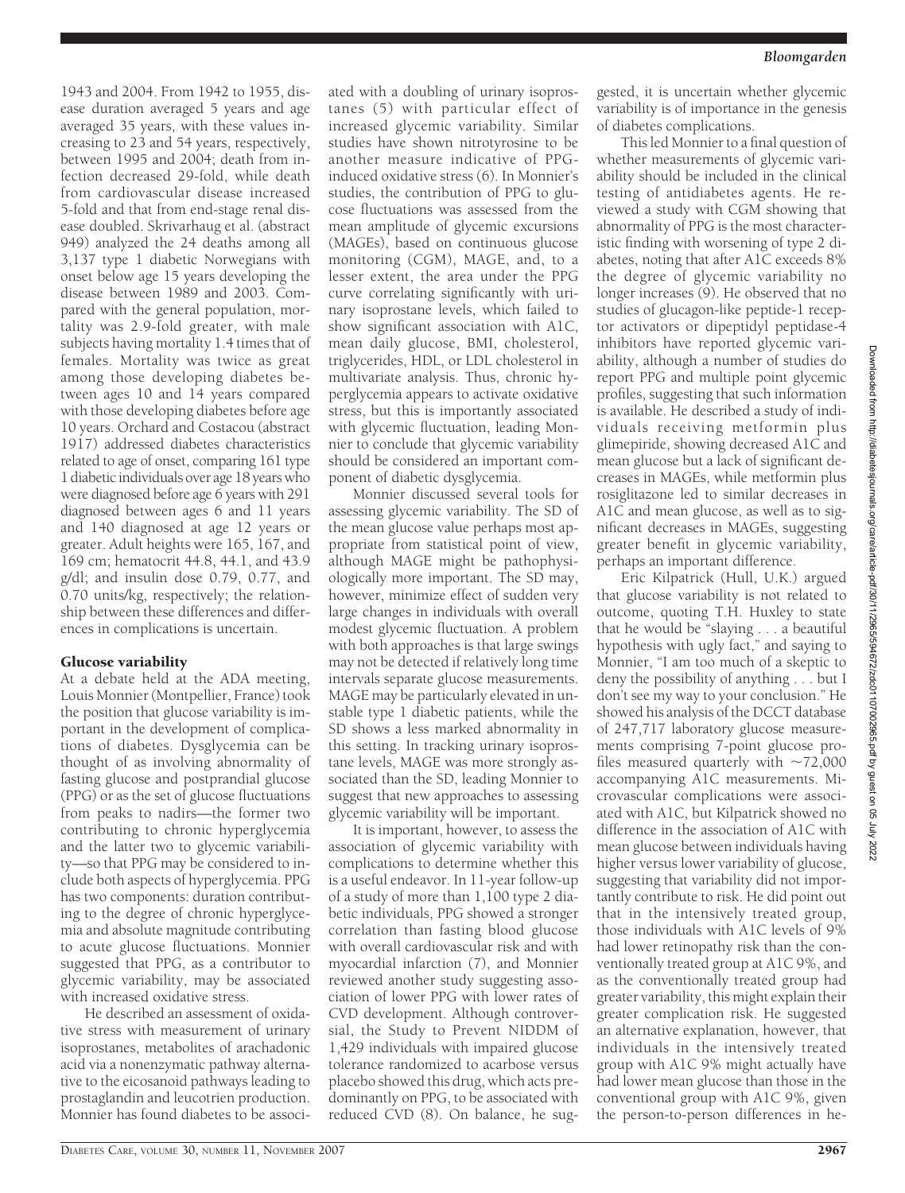1943 and 2004. From 1942 to 1955, disease duration averaged 5 years and age averaged 35 years, with these values increasing to 23 and 54 years, respectively, between 1995 and 2004; death from infection decreased 29-fold, while death from cardiovascular disease increased 5-fold and that from end-stage renal disease doubled. Skrivarhaug et al. (abstract 949) analyzed the 24 deaths among all 3,137 type 1 diabetic Norwegians with onset below age 15 years developing the disease between 1989 and 2003. Compared with the general population, mortality was 2.9-fold greater, with male subjects having mortality 1.4 times that of females. Mortality was twice as great among those developing diabetes between ages 10 and 14 years compared with those developing diabetes before age 10 years. Orchard and Costacou (abstract 1917) addressed diabetes characteristics related to age of onset, comparing 161 type 1 diabetic individuals over age 18 years who were diagnosed before age 6 years with 291 diagnosed between ages 6 and 11 years and 140 diagnosed at age 12 years or greater. Adult heights were 165, 167, and 169 cm; hematocrit 44.8, 44.1, and 43.9 g/dl; and insulin dose 0.79, 0.77, and 0.70 units/kg, respectively; the relationship between these differences and differences in complications is uncertain.

## Glucose variability

At a debate held at the ADA meeting, Louis Monnier (Montpellier, France) took the position that glucose variability is important in the development of complications of diabetes. Dysglycemia can be thought of as involving abnormality of fasting glucose and postprandial glucose (PPG) or as the set of glucose fluctuations from peaks to nadirs—the former two contributing to chronic hyperglycemia and the latter two to glycemic variability—so that PPG may be considered to include both aspects of hyperglycemia. PPG has two components: duration contributing to the degree of chronic hyperglycemia and absolute magnitude contributing to acute glucose fluctuations. Monnier suggested that PPG, as a contributor to glycemic variability, may be associated with increased oxidative stress.

He described an assessment of oxidative stress with measurement of urinary isoprostanes, metabolites of arachadonic acid via a nonenzymatic pathway alternative to the eicosanoid pathways leading to prostaglandin and leucotrien production. Monnier has found diabetes to be associated with a doubling of urinary isoprostanes (5) with particular effect of increased glycemic variability. Similar studies have shown nitrotyrosine to be another measure indicative of PPG-induced oxidative stress (6). In Monnier's studies, the contribution of PPG to glucose fluctuations was assessed from the mean amplitude of glycemic excursions (MAGEs), based on continuous glucose monitoring (CGM), MAGE, and, to a lesser extent, the area under the PPG curve correlating significantly with urinary isoprostane levels, which failed to show significant association with A1C, mean daily glucose, BMI, cholesterol, triglycerides, HDL, or LDL cholesterol in multivariate analysis. Thus, chronic hyperglycemia appears to activate oxidative stress, but this is importantly associated with glycemic fluctuation, leading Monnier to conclude that glycemic variability should be considered an important component of diabetic dysglycemia.

Monnier discussed several tools for assessing glycemic variability. The SD of the mean glucose value perhaps most appropriate from statistical point of view, although MAGE might be pathophysiologically more important. The SD may, however, minimize effect of sudden very large changes in individuals with overall modest glycemic fluctuation. A problem with both approaches is that large swings may not be detected if relatively long time intervals separate glucose measurements. MAGE may be particularly elevated in unstable type 1 diabetic patients, while the SD shows a less marked abnormality in this setting. In tracking urinary isoprostane levels, MAGE was more strongly associated than the SD, leading Monnier to suggest that new approaches to assessing glycemic variability will be important.

It is important, however, to assess the association of glycemic variability with complications to determine whether this is a useful endeavor. In 11-year follow-up of a study of more than 1,100 type 2 diabetic individuals, PPG showed a stronger correlation than fasting blood glucose with overall cardiovascular risk and with myocardial infarction (7), and Monnier reviewed another study suggesting association of lower PPG with lower rates of CVD development. Although controversial, the Study to Prevent NIDDM of 1,429 individuals with impaired glucose tolerance randomized to acarbose versus placebo showed this drug, which acts predominantly on PPG, to be associated with reduced CVD (8). On balance, he suggested, it is uncertain whether glycemic variability is of importance in the genesis of diabetes complications.

This led Monnier to a final question of whether measurements of glycemic variability should be included in the clinical testing of antidiabetes agents. He reviewed a study with CGM showing that abnormality of PPG is the most characteristic finding with worsening of type 2 diabetes, noting that after A1C exceeds 8% the degree of glycemic variability no longer increases (9). He observed that no studies of glucagon-like peptide-1 receptor activators or dipeptidyl peptidase-4 inhibitors have reported glycemic variability, although a number of studies do report PPG and multiple point glycemic profiles, suggesting that such information is available. He described a study of individuals receiving metformin plus glimepiride, showing decreased A1C and mean glucose but a lack of significant decreases in MAGEs, while metformin plus rosiglitazone led to similar decreases in A1C and mean glucose, as well as to significant decreases in MAGEs, suggesting greater benefit in glycemic variability, perhaps an important difference.

Eric Kilpatrick (Hull, U.K.) argued that glucose variability is not related to outcome, quoting T.H. Huxley to state that he would be "slaying . . . a beautiful hypothesis with ugly fact," and saying to Monnier, "I am too much of a skeptic to deny the possibility of anything . . . but I don't see my way to your conclusion." He showed his analysis of the DCCT database of 247,717 laboratory glucose measurements comprising 7-point glucose profiles measured quarterly with ~72,000 accompanying A1C measurements. Microvascular complications were associated with A1C, but Kilpatrick showed no difference in the association of A1C with mean glucose between individuals having higher versus lower variability of glucose, suggesting that variability did not importantly contribute to risk. He did point out that in the intensively treated group, those individuals with A1C levels of 9% had lower retinopathy risk than the conventionally treated group at A1C 9%, and as the conventionally treated group had greater variability, this might explain their greater complication risk. He suggested an alternative explanation, however, that individuals in the intensively treated group with A1C 9% might actually have had lower mean glucose than those in the conventional group with A1C 9%, given the person-to-person differences in he-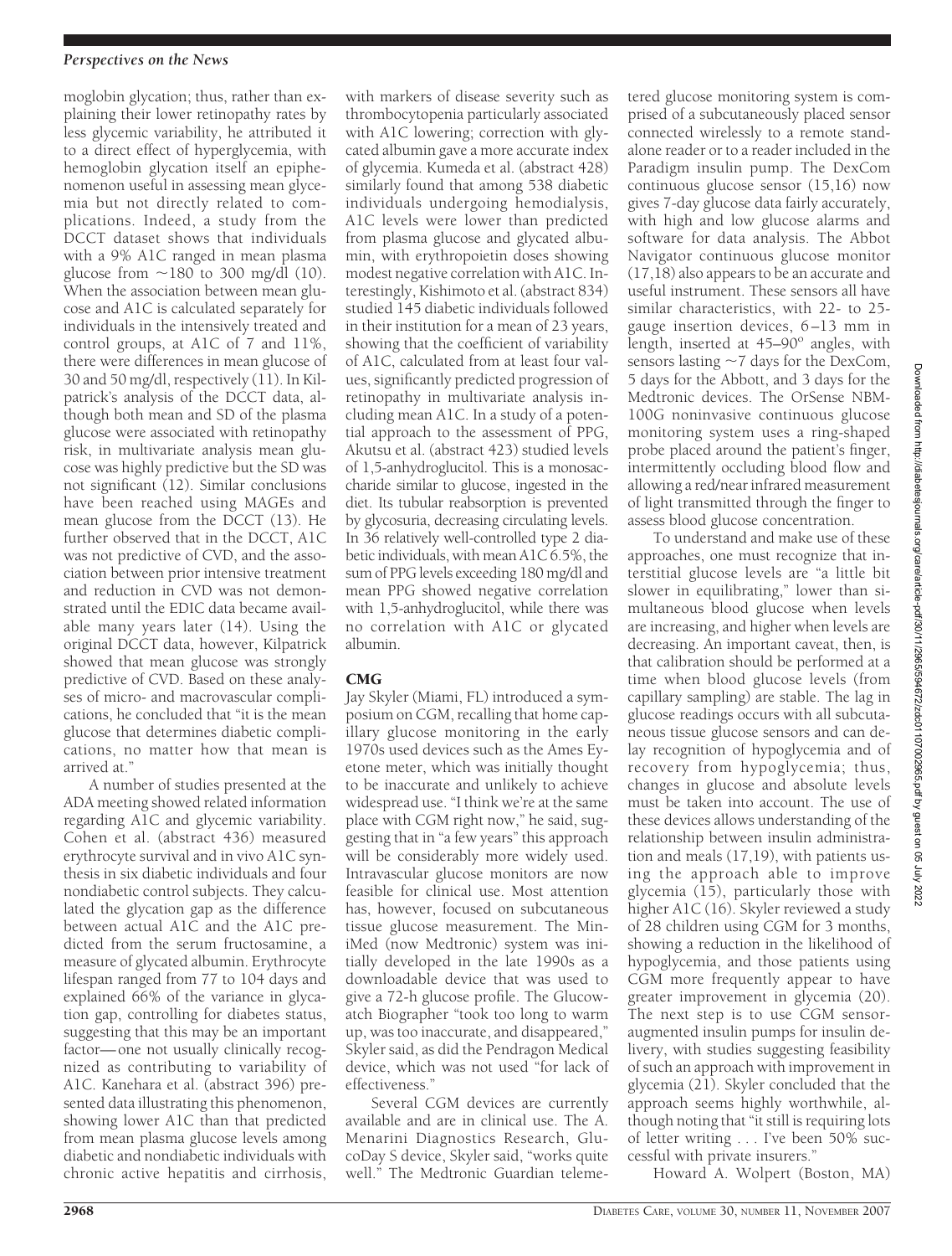moglobin glycation; thus, rather than explaining their lower retinopathy rates by less glycemic variability, he attributed it to a direct effect of hyperglycemia, with hemoglobin glycation itself an epiphenomenon useful in assessing mean glycemia but not directly related to complications. Indeed, a study from the DCCT dataset shows that individuals with a 9% A1C ranged in mean plasma glucose from ~180 to 300 mg/dl (10). When the association between mean glucose and A1C is calculated separately for individuals in the intensively treated and control groups, at A1C of 7 and 11%, there were differences in mean glucose of 30 and 50 mg/dl, respectively (11). In Kilpatrick's analysis of the DCCT data, although both mean and SD of the plasma glucose were associated with retinopathy risk, in multivariate analysis mean glucose was highly predictive but the SD was not significant (12). Similar conclusions have been reached using MAGEs and mean glucose from the DCCT (13). He further observed that in the DCCT, A1C was not predictive of CVD, and the association between prior intensive treatment and reduction in CVD was not demonstrated until the EDIC data became available many years later (14). Using the original DCCT data, however, Kilpatrick showed that mean glucose was strongly predictive of CVD. Based on these analyses of micro- and macrovascular complications, he concluded that "it is the mean glucose that determines diabetic complications, no matter how that mean is arrived at."

A number of studies presented at the ADA meeting showed related information regarding A1C and glycemic variability. Cohen et al. (abstract 436) measured erythrocyte survival and in vivo A1C synthesis in six diabetic individuals and four nondiabetic control subjects. They calculated the glycation gap as the difference between actual A1C and the A1C predicted from the serum fructosamine, a measure of glycated albumin. Erythrocyte lifespan ranged from 77 to 104 days and explained 66% of the variance in glycation gap, controlling for diabetes status, suggesting that this may be an important factor—one not usually clinically recognized as contributing to variability of A1C. Kanehara et al. (abstract 396) presented data illustrating this phenomenon, showing lower A1C than that predicted from mean plasma glucose levels among diabetic and nondiabetic individuals with chronic active hepatitis and cirrhosis, with markers of disease severity such as thrombocytopenia particularly associated with A1C lowering; correction with glycated albumin gave a more accurate index of glycemia. Kumeda et al. (abstract 428) similarly found that among 538 diabetic individuals undergoing hemodialysis, A1C levels were lower than predicted from plasma glucose and glycated albumin, with erythropoietin doses showing modest negative correlation with A1C. Interestingly, Kishimoto et al. (abstract 834) studied 145 diabetic individuals followed in their institution for a mean of 23 years, showing that the coefficient of variability of A1C, calculated from at least four values, significantly predicted progression of retinopathy in multivariate analysis including mean A1C. In a study of a potential approach to the assessment of PPG, Akutsu et al. (abstract 423) studied levels of 1,5-anhydroglucitol. This is a monosaccharide similar to glucose, ingested in the diet. Its tubular reabsorption is prevented by glycosuria, decreasing circulating levels. In 36 relatively well-controlled type 2 diabetic individuals, with mean A1C 6.5%, the sum of PPG levels exceeding 180 mg/dl and mean PPG showed negative correlation with 1,5-anhydroglucitol, while there was no correlation with A1C or glycated albumin.

## CMG

Jay Skyler (Miami, FL) introduced a symposium on CGM, recalling that home capillary glucose monitoring in the early 1970s used devices such as the Ames Eyetone meter, which was initially thought to be inaccurate and unlikely to achieve widespread use. "I think we're at the same place with CGM right now," he said, suggesting that in "a few years" this approach will be considerably more widely used. Intravascular glucose monitors are now feasible for clinical use. Most attention has, however, focused on subcutaneous tissue glucose measurement. The MiniMed (now Medtronic) system was initially developed in the late 1990s as a downloadable device that was used to give a 72-h glucose profile. The Glucowatch Biographer "took too long to warm up, was too inaccurate, and disappeared," Skyler said, as did the Pendragon Medical device, which was not used "for lack of effectiveness."

Several CGM devices are currently available and are in clinical use. The A. Menarini Diagnostics Research, GlucoDay S device, Skyler said, "works quite well." The Medtronic Guardian telemetered glucose monitoring system is comprised of a subcutaneously placed sensor connected wirelessly to a remote standalone reader or to a reader included in the Paradigm insulin pump. The DexCom continuous glucose sensor (15,16) now gives 7-day glucose data fairly accurately, with high and low glucose alarms and software for data analysis. The Abbot Navigator continuous glucose monitor (17,18) also appears to be an accurate and useful instrument. These sensors all have similar characteristics, with 22- to 25-gauge insertion devices, 6–13 mm in length, inserted at 45–90° angles, with sensors lasting ~7 days for the DexCom, 5 days for the Abbott, and 3 days for the Medtronic devices. The OrSense NBM-100G noninvasive continuous glucose monitoring system uses a ring-shaped probe placed around the patient's finger, intermittently occluding blood flow and allowing a red/near infrared measurement of light transmitted through the finger to assess blood glucose concentration.

To understand and make use of these approaches, one must recognize that interstitial glucose levels are "a little bit slower in equilibrating," lower than simultaneous blood glucose when levels are increasing, and higher when levels are decreasing. An important caveat, then, is that calibration should be performed at a time when blood glucose levels (from capillary sampling) are stable. The lag in glucose readings occurs with all subcutaneous tissue glucose sensors and can delay recognition of hypoglycemia and of recovery from hypoglycemia; thus, changes in glucose and absolute levels must be taken into account. The use of these devices allows understanding of the relationship between insulin administration and meals (17,19), with patients using the approach able to improve glycemia (15), particularly those with higher A1C (16). Skyler reviewed a study of 28 children using CGM for 3 months, showing a reduction in the likelihood of hypoglycemia, and those patients using CGM more frequently appear to have greater improvement in glycemia (20). The next step is to use CGM sensor-augmented insulin pumps for insulin delivery, with studies suggesting feasibility of such an approach with improvement in glycemia (21). Skyler concluded that the approach seems highly worthwhile, although noting that "it still is requiring lots of letter writing . . . I've been 50% successful with private insurers."

Howard A. Wolpert (Boston, MA)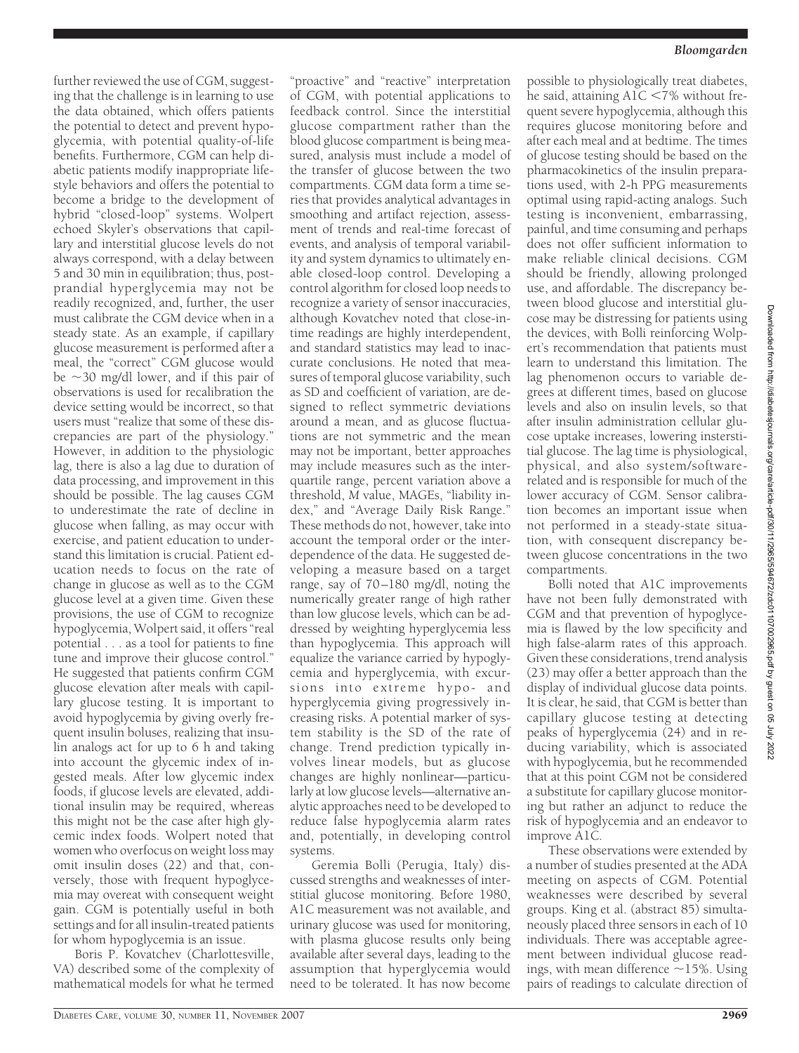further reviewed the use of CGM, suggesting that the challenge is in learning to use the data obtained, which offers patients the potential to detect and prevent hypoglycemia, with potential quality-of-life benefits. Furthermore, CGM can help diabetic patients modify inappropriate lifestyle behaviors and offers the potential to become a bridge to the development of hybrid "closed-loop" systems. Wolpert echoed Skyler's observations that capillary and interstitial glucose levels do not always correspond, with a delay between 5 and 30 min in equilibration; thus, postprandial hyperglycemia may not be readily recognized, and, further, the user must calibrate the CGM device when in a steady state. As an example, if capillary glucose measurement is performed after a meal, the "correct" CGM glucose would be ~30 mg/dl lower, and if this pair of observations is used for recalibration the device setting would be incorrect, so that users must "realize that some of these discrepancies are part of the physiology." However, in addition to the physiologic lag, there is also a lag due to duration of data processing, and improvement in this should be possible. The lag causes CGM to underestimate the rate of decline in glucose when falling, as may occur with exercise, and patient education to understand this limitation is crucial. Patient education needs to focus on the rate of change in glucose as well as to the CGM glucose level at a given time. Given these provisions, the use of CGM to recognize hypoglycemia, Wolpert said, it offers "real potential . . . as a tool for patients to fine tune and improve their glucose control." He suggested that patients confirm CGM glucose elevation after meals with capillary glucose testing. It is important to avoid hypoglycemia by giving overly frequent insulin boluses, realizing that insulin analogs act for up to 6 h and taking into account the glycemic index of ingested meals. After low glycemic index foods, if glucose levels are elevated, additional insulin may be required, whereas this might not be the case after high glycemic index foods. Wolpert noted that women who overfocus on weight loss may omit insulin doses (22) and that, conversely, those with frequent hypoglycemia may overeat with consequent weight gain. CGM is potentially useful in both settings and for all insulin-treated patients for whom hypoglycemia is an issue.

Boris P. Kovatchev (Charlottesville, VA) described some of the complexity of mathematical models for what he termed "proactive" and "reactive" interpretation of CGM, with potential applications to feedback control. Since the interstitial glucose compartment rather than the blood glucose compartment is being measured, analysis must include a model of the transfer of glucose between the two compartments. CGM data form a time series that provides analytical advantages in smoothing and artifact rejection, assessment of trends and real-time forecast of events, and analysis of temporal variability and system dynamics to ultimately enable closed-loop control. Developing a control algorithm for closed loop needs to recognize a variety of sensor inaccuracies, although Kovatchev noted that close-in-time readings are highly interdependent, and standard statistics may lead to inaccurate conclusions. He noted that measures of temporal glucose variability, such as SD and coefficient of variation, are designed to reflect symmetric deviations around a mean, and as glucose fluctuations are not symmetric and the mean may not be important, better approaches may include measures such as the interquartile range, percent variation above a threshold, *M* value, MAGEs, "liability index," and "Average Daily Risk Range." These methods do not, however, take into account the temporal order or the interdependence of the data. He suggested developing a measure based on a target range, say of 70–180 mg/dl, noting the numerically greater range of high rather than low glucose levels, which can be addressed by weighting hyperglycemia less than hypoglycemia. This approach will equalize the variance carried by hypoglycemia and hyperglycemia, with excursions into extreme hypo- and hyperglycemia giving progressively increasing risks. A potential marker of system stability is the SD of the rate of change. Trend prediction typically involves linear models, but as glucose changes are highly nonlinear—particularly at low glucose levels—alternative analytic approaches need to be developed to reduce false hypoglycemia alarm rates and, potentially, in developing control systems.

Geremia Bolli (Perugia, Italy) discussed strengths and weaknesses of interstitial glucose monitoring. Before 1980, A1C measurement was not available, and urinary glucose was used for monitoring, with plasma glucose results only being available after several days, leading to the assumption that hyperglycemia would need to be tolerated. It has now become possible to physiologically treat diabetes, he said, attaining A1C <7% without frequent severe hypoglycemia, although this requires glucose monitoring before and after each meal and at bedtime. The times of glucose testing should be based on the pharmacokinetics of the insulin preparations used, with 2-h PPG measurements optimal using rapid-acting analogs. Such testing is inconvenient, embarrassing, painful, and time consuming and perhaps does not offer sufficient information to make reliable clinical decisions. CGM should be friendly, allowing prolonged use, and affordable. The discrepancy between blood glucose and interstitial glucose may be distressing for patients using the devices, with Bolli reinforcing Wolpert's recommendation that patients must learn to understand this limitation. The lag phenomenon occurs to variable degrees at different times, based on glucose levels and also on insulin levels, so that after insulin administration cellular glucose uptake increases, lowering interstitial glucose. The lag time is physiological, physical, and also system/software-related and is responsible for much of the lower accuracy of CGM. Sensor calibration becomes an important issue when not performed in a steady-state situation, with consequent discrepancy between glucose concentrations in the two compartments.

Bolli noted that A1C improvements have not been fully demonstrated with CGM and that prevention of hypoglycemia is flawed by the low specificity and high false-alarm rates of this approach. Given these considerations, trend analysis (23) may offer a better approach than the display of individual glucose data points. It is clear, he said, that CGM is better than capillary glucose testing at detecting peaks of hyperglycemia (24) and in reducing variability, which is associated with hypoglycemia, but he recommended that at this point CGM not be considered a substitute for capillary glucose monitoring but rather an adjunct to reduce the risk of hypoglycemia and an endeavor to improve A1C.

These observations were extended by a number of studies presented at the ADA meeting on aspects of CGM. Potential weaknesses were described by several groups. King et al. (abstract 85) simultaneously placed three sensors in each of 10 individuals. There was acceptable agreement between individual glucose readings, with mean difference ~15%. Using pairs of readings to calculate direction of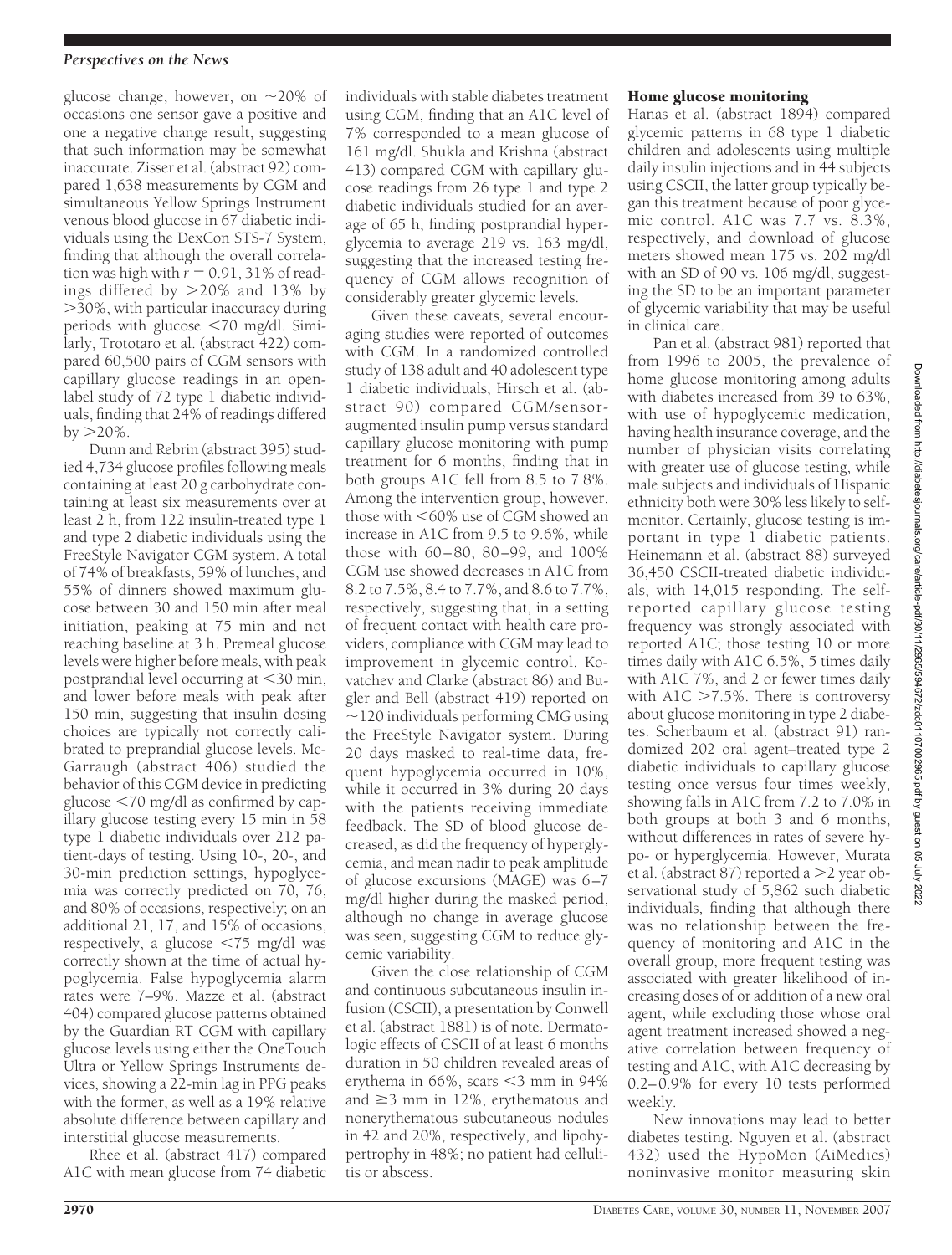glucose change, however, on ~20% of occasions one sensor gave a positive and one a negative change result, suggesting that such information may be somewhat inaccurate. Zisser et al. (abstract 92) compared 1,638 measurements by CGM and simultaneous Yellow Springs Instrument venous blood glucose in 67 diabetic individuals using the DexCon STS-7 System, finding that although the overall correlation was high with $r = 0.91$, 31% of readings differed by >20% and 13% by >30%, with particular inaccuracy during periods with glucose <70 mg/dl. Similarly, Trototaro et al. (abstract 422) compared 60,500 pairs of CGM sensors with capillary glucose readings in an open-label study of 72 type 1 diabetic individuals, finding that 24% of readings differed by >20%.

Dunn and Rebrin (abstract 395) studied 4,734 glucose profiles following meals containing at least 20 g carbohydrate containing at least six measurements over at least 2 h, from 122 insulin-treated type 1 and type 2 diabetic individuals using the FreeStyle Navigator CGM system. A total of 74% of breakfasts, 59% of lunches, and 55% of dinners showed maximum glucose between 30 and 150 min after meal initiation, peaking at 75 min and not reaching baseline at 3 h. Premeal glucose levels were higher before meals, with peak postprandial level occurring at <30 min, and lower before meals with peak after 150 min, suggesting that insulin dosing choices are typically not correctly calibrated to preprandial glucose levels. McGarraugh (abstract 406) studied the behavior of this CGM device in predicting glucose <70 mg/dl as confirmed by capillary glucose testing every 15 min in 58 type 1 diabetic individuals over 212 patient-days of testing. Using 10-, 20-, and 30-min prediction settings, hypoglycemia was correctly predicted on 70, 76, and 80% of occasions, respectively; on an additional 21, 17, and 15% of occasions, respectively, a glucose <75 mg/dl was correctly shown at the time of actual hypoglycemia. False hypoglycemia alarm rates were 7–9%. Mazze et al. (abstract 404) compared glucose patterns obtained by the Guardian RT CGM with capillary glucose levels using either the OneTouch Ultra or Yellow Springs Instruments devices, showing a 22-min lag in PPG peaks with the former, as well as a 19% relative absolute difference between capillary and interstitial glucose measurements.

Rhee et al. (abstract 417) compared A1C with mean glucose from 74 diabetic individuals with stable diabetes treatment using CGM, finding that an A1C level of 7% corresponded to a mean glucose of 161 mg/dl. Shukla and Krishna (abstract 413) compared CGM with capillary glucose readings from 26 type 1 and type 2 diabetic individuals studied for an average of 65 h, finding postprandial hyperglycemia to average 219 vs. 163 mg/dl, suggesting that the increased testing frequency of CGM allows recognition of considerably greater glycemic levels.

Given these caveats, several encouraging studies were reported of outcomes with CGM. In a randomized controlled study of 138 adult and 40 adolescent type 1 diabetic individuals, Hirsch et al. (abstract 90) compared CGM/sensor-augmented insulin pump versus standard capillary glucose monitoring with pump treatment for 6 months, finding that in both groups A1C fell from 8.5 to 7.8%. Among the intervention group, however, those with <60% use of CGM showed an increase in A1C from 9.5 to 9.6%, while those with 60–80, 80–99, and 100% CGM use showed decreases in A1C from 8.2 to 7.5%, 8.4 to 7.7%, and 8.6 to 7.7%, respectively, suggesting that, in a setting of frequent contact with health care providers, compliance with CGM may lead to improvement in glycemic control. Kovatchev and Clarke (abstract 86) and Bugler and Bell (abstract 419) reported on ~120 individuals performing CMG using the FreeStyle Navigator system. During 20 days masked to real-time data, frequent hypoglycemia occurred in 10%, while it occurred in 3% during 20 days with the patients receiving immediate feedback. The SD of blood glucose decreased, as did the frequency of hyperglycemia, and mean nadir to peak amplitude of glucose excursions (MAGE) was 6–7 mg/dl higher during the masked period, although no change in average glucose was seen, suggesting CGM to reduce glycemic variability.

Given the close relationship of CGM and continuous subcutaneous insulin infusion (CSCII), a presentation by Conwell et al. (abstract 1881) is of note. Dermatologic effects of CSCII of at least 6 months duration in 50 children revealed areas of erythema in 66%, scars <3 mm in 94% and ≥3 mm in 12%, erythematous and nonerythematous subcutaneous nodules in 42 and 20%, respectively, and lipohypertrophy in 48%; no patient had cellulitis or abscess.

## Home glucose monitoring

Hanas et al. (abstract 1894) compared glycemic patterns in 68 type 1 diabetic children and adolescents using multiple daily insulin injections and in 44 subjects using CSCII, the latter group typically began this treatment because of poor glycemic control. A1C was 7.7 vs. 8.3%, respectively, and download of glucose meters showed mean 175 vs. 202 mg/dl with an SD of 90 vs. 106 mg/dl, suggesting the SD to be an important parameter of glycemic variability that may be useful in clinical care.

Pan et al. (abstract 981) reported that from 1996 to 2005, the prevalence of home glucose monitoring among adults with diabetes increased from 39 to 63%, with use of hypoglycemic medication, having health insurance coverage, and the number of physician visits correlating with greater use of glucose testing, while male subjects and individuals of Hispanic ethnicity both were 30% less likely to self-monitor. Certainly, glucose testing is important in type 1 diabetic patients. Heinemann et al. (abstract 88) surveyed 36,450 CSCII-treated diabetic individuals, with 14,015 responding. The self-reported capillary glucose testing frequency was strongly associated with reported A1C; those testing 10 or more times daily with A1C 6.5%, 5 times daily with A1C 7%, and 2 or fewer times daily with A1C >7.5%. There is controversy about glucose monitoring in type 2 diabetes. Scherbaum et al. (abstract 91) randomized 202 oral agent–treated type 2 diabetic individuals to capillary glucose testing once versus four times weekly, showing falls in A1C from 7.2 to 7.0% in both groups at both 3 and 6 months, without differences in rates of severe hypo- or hyperglycemia. However, Murata et al. (abstract 87) reported a >2 year observational study of 5,862 such diabetic individuals, finding that although there was no relationship between the frequency of monitoring and A1C in the overall group, more frequent testing was associated with greater likelihood of increasing doses of or addition of a new oral agent, while excluding those whose oral agent treatment increased showed a negative correlation between frequency of testing and A1C, with A1C decreasing by 0.2–0.9% for every 10 tests performed weekly.

New innovations may lead to better diabetes testing. Nguyen et al. (abstract 432) used the HypoMon (AiMedics) noninvasive monitor measuring skin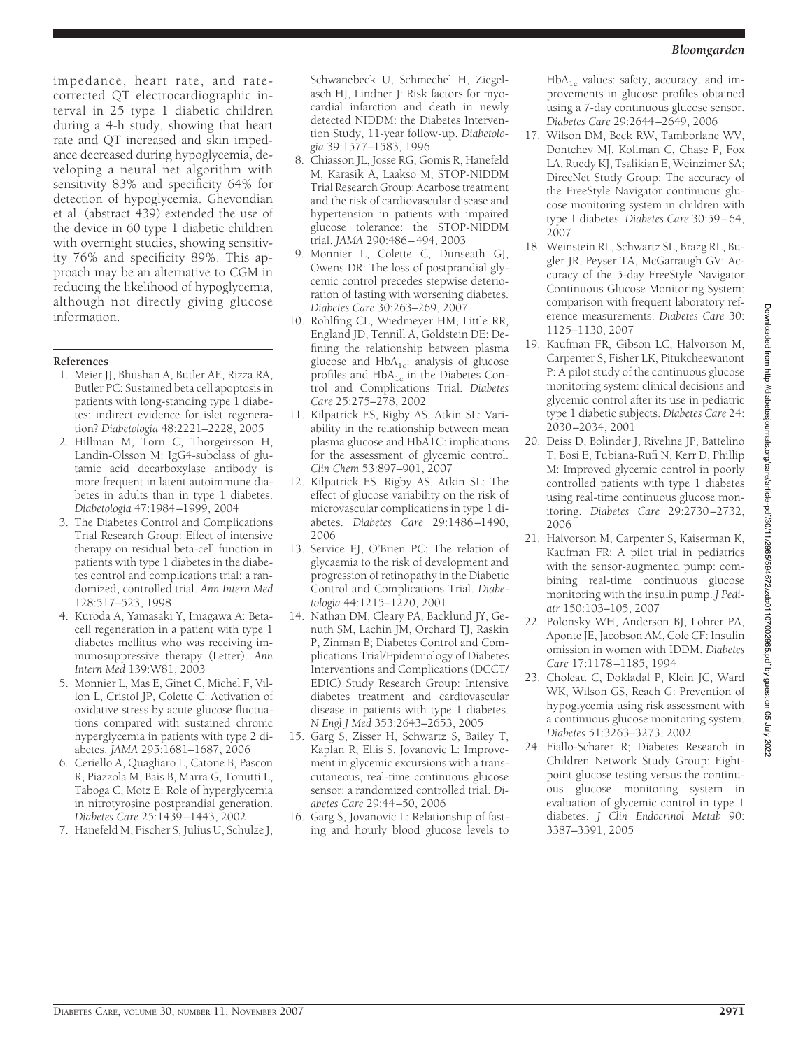impedance, heart rate, and rate-corrected QT electrocardiographic interval in 25 type 1 diabetic children during a 4-h study, showing that heart rate and QT increased and skin impedance decreased during hypoglycemia, developing a neural net algorithm with sensitivity 83% and specificity 64% for detection of hypoglycemia. Ghevondian et al. (abstract 439) extended the use of the device in 60 type 1 diabetic children with overnight studies, showing sensitivity 76% and specificity 89%. This approach may be an alternative to CGM in reducing the likelihood of hypoglycemia, although not directly giving glucose information.

#### References

1. Meier JJ, Bhushan A, Butler AE, Rizza RA, Butler PC: Sustained beta cell apoptosis in patients with long-standing type 1 diabetes: indirect evidence for islet regeneration? *Diabetologia* 48:2221–2228, 2005
2. Hillman M, Torn C, Thorgeirsson H, Landin-Olsson M: IgG4-subclass of glutamic acid decarboxylase antibody is more frequent in latent autoimmune diabetes in adults than in type 1 diabetes. *Diabetologia* 47:1984–1999, 2004
3. The Diabetes Control and Complications Trial Research Group: Effect of intensive therapy on residual beta-cell function in patients with type 1 diabetes in the diabetes control and complications trial: a randomized, controlled trial. *Ann Intern Med* 128:517–523, 1998
4. Kuroda A, Yamasaki Y, Imagawa A: Beta-cell regeneration in a patient with type 1 diabetes mellitus who was receiving immunosuppressive therapy (Letter). *Ann Intern Med* 139:W81, 2003
5. Monnier L, Mas E, Ginet C, Michel F, Villon L, Cristol JP, Colette C: Activation of oxidative stress by acute glucose fluctuations compared with sustained chronic hyperglycemia in patients with type 2 diabetes. *JAMA* 295:1681–1687, 2006
6. Ceriello A, Quagliaro L, Catone B, Pascon R, Piazzola M, Bais B, Marra G, Tonutti L, Taboga C, Motz E: Role of hyperglycemia in nitrotyrosine postprandial generation. *Diabetes Care* 25:1439–1443, 2002
7. Hanefeld M, Fischer S, Julius U, Schulze J, Schwanebeck U, Schmechel H, Ziegelasch HJ, Lindner J: Risk factors for myocardial infarction and death in newly detected NIDDM: the Diabetes Intervention Study, 11-year follow-up. *Diabetologia* 39:1577–1583, 1996
8. Chiasson JL, Josse RG, Gomis R, Hanefeld M, Karasik A, Laakso M; STOP-NIDDM Trial Research Group: Acarbose treatment and the risk of cardiovascular disease and hypertension in patients with impaired glucose tolerance: the STOP-NIDDM trial. *JAMA* 290:486–494, 2003
9. Monnier L, Colette C, Dunseath GJ, Owens DR: The loss of postprandial glycemic control precedes stepwise deterioration of fasting with worsening diabetes. *Diabetes Care* 30:263–269, 2007
10. Rohlfing CL, Wiedmeyer HM, Little RR, England JD, Tennill A, Goldstein DE: Defining the relationship between plasma glucose and $HbA_{1c}$: analysis of glucose profiles and $HbA_{1c}$ in the Diabetes Control and Complications Trial. *Diabetes Care* 25:275–278, 2002
11. Kilpatrick ES, Rigby AS, Atkin SL: Variability in the relationship between mean plasma glucose and HbA1C: implications for the assessment of glycemic control. *Clin Chem* 53:897–901, 2007
12. Kilpatrick ES, Rigby AS, Atkin SL: The effect of glucose variability on the risk of microvascular complications in type 1 diabetes. *Diabetes Care* 29:1486–1490, 2006
13. Service FJ, O'Brien PC: The relation of glycaemia to the risk of development and progression of retinopathy in the Diabetic Control and Complications Trial. *Diabetologia* 44:1215–1220, 2001
14. Nathan DM, Cleary PA, Backlund JY, Genuth SM, Lachin JM, Orchard TJ, Raskin P, Zinman B; Diabetes Control and Complications Trial/Epidemiology of Diabetes Interventions and Complications (DCCT/EDIC) Study Research Group: Intensive diabetes treatment and cardiovascular disease in patients with type 1 diabetes. *N Engl J Med* 353:2643–2653, 2005
15. Garg S, Zisser H, Schwartz S, Bailey T, Kaplan R, Ellis S, Jovanovic L: Improvement in glycemic excursions with a transcutaneous, real-time continuous glucose sensor: a randomized controlled trial. *Diabetes Care* 29:44–50, 2006
16. Garg S, Jovanovic L: Relationship of fasting and hourly blood glucose levels to $HbA_{1c}$ values: safety, accuracy, and improvements in glucose profiles obtained using a 7-day continuous glucose sensor. *Diabetes Care* 29:2644–2649, 2006
17. Wilson DM, Beck RW, Tamborlane WV, Dontchev MJ, Kollman C, Chase P, Fox LA, Ruedy KJ, Tsalikian E, Weinzimer SA; DirecNet Study Group: The accuracy of the FreeStyle Navigator continuous glucose monitoring system in children with type 1 diabetes. *Diabetes Care* 30:59–64, 2007
18. Weinstein RL, Schwartz SL, Brazg RL, Bugler JR, Peyser TA, McGarraugh GV: Accuracy of the 5-day FreeStyle Navigator Continuous Glucose Monitoring System: comparison with frequent laboratory reference measurements. *Diabetes Care* 30: 1125–1130, 2007
19. Kaufman FR, Gibson LC, Halvorson M, Carpenter S, Fisher LK, Pitukcheewanont P: A pilot study of the continuous glucose monitoring system: clinical decisions and glycemic control after its use in pediatric type 1 diabetic subjects. *Diabetes Care* 24: 2030–2034, 2001
20. Deiss D, Bolinder J, Riveline JP, Battelino T, Bosi E, Tubiana-Rufi N, Kerr D, Phillip M: Improved glycemic control in poorly controlled patients with type 1 diabetes using real-time continuous glucose monitoring. *Diabetes Care* 29:2730–2732, 2006
21. Halvorson M, Carpenter S, Kaiserman K, Kaufman FR: A pilot trial in pediatrics with the sensor-augmented pump: combining real-time continuous glucose monitoring with the insulin pump. *J Pediatr* 150:103–105, 2007
22. Polonsky WH, Anderson BJ, Lohrer PA, Aponte JE, Jacobson AM, Cole CF: Insulin omission in women with IDDM. *Diabetes Care* 17:1178–1185, 1994
23. Choleau C, Dokladal P, Klein JC, Ward WK, Wilson GS, Reach G: Prevention of hypoglycemia using risk assessment with a continuous glucose monitoring system. *Diabetes* 51:3263–3273, 2002
24. Fiallo-Scharer R; Diabetes Research in Children Network Study Group: Eight-point glucose testing versus the continuous glucose monitoring system in evaluation of glycemic control in type 1 diabetes. *J Clin Endocrinol Metab* 90: 3387–3391, 2005